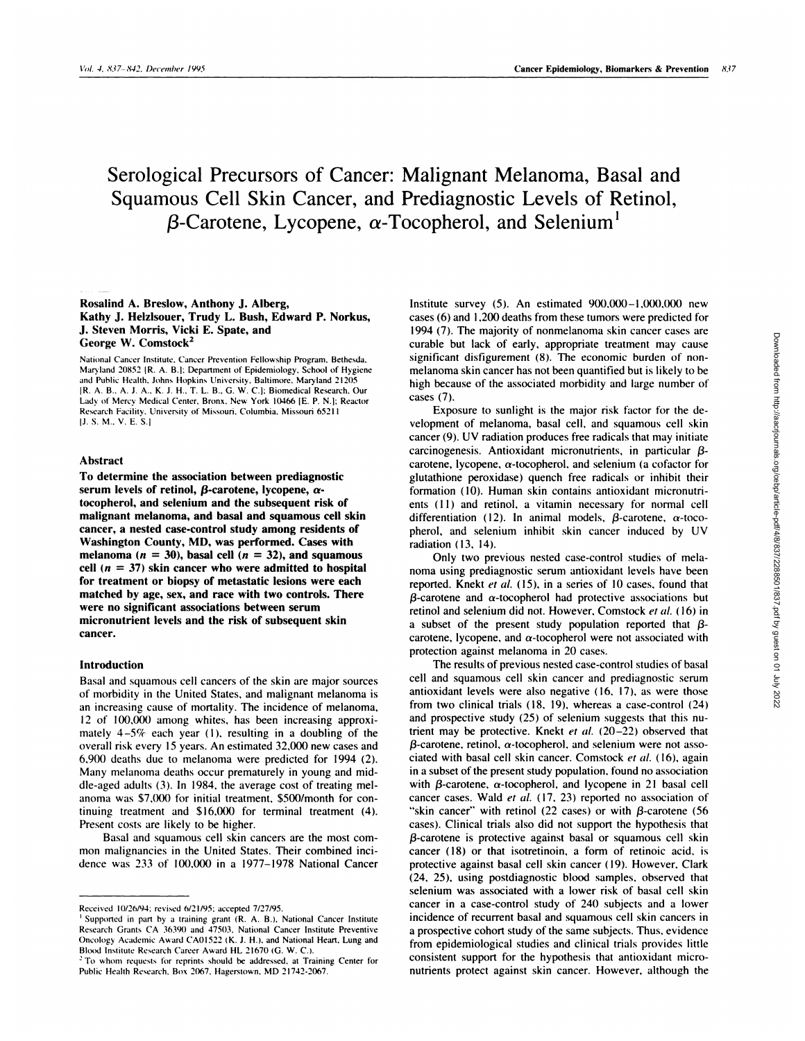# Serological Precursors of Cancer: Malignant Melanoma, Basal and Squamous Cell Skin Cancer, and Prediagnostic Levels of Retinol, β-Carotene, Lycopene, α-Tocopherol, and Selenium[1]

**Rosalind A. Breslow, Anthony J. Alberg, Kathy J. Helzlsouer, Trudy L. Bush, Edward P. Norkus, J. Steven Morris, Vicki E. Spate, and George W. Comstock[2]**

National Cancer Institute, Cancer Prevention Fellowship Program, Bethesda, Maryland 20852 [R. A. B.]; Department of Epidemiology, School of Hygiene and Public Health, Johns Hopkins University, Baltimore, Maryland 21205 [R. A. B., A. J. A., K. J. H., T. L. B., G. W. C.]; Biomedical Research, Our Lady of Mercy Medical Center, Bronx, New York 10466 [E. P. N.]; Reactor Research Facility, University of Missouri, Columbia, Missouri 65211 [J. S. M., V. E. S.]

## Abstract

**To determine the association between prediagnostic serum levels of retinol, β-carotene, lycopene, α-tocopherol, and selenium and the subsequent risk of malignant melanoma, and basal and squamous cell skin cancer, a nested case-control study among residents of Washington County, MD, was performed. Cases with melanoma ($n = 30$), basal cell ($n = 32$), and squamous cell ($n = 37$) skin cancer who were admitted to hospital for treatment or biopsy of metastatic lesions were each matched by age, sex, and race with two controls. There were no significant associations between serum micronutrient levels and the risk of subsequent skin cancer.**

## Introduction

Basal and squamous cell cancers of the skin are major sources of morbidity in the United States, and malignant melanoma is an increasing cause of mortality. The incidence of melanoma, 12 of 100,000 among whites, has been increasing approximately 4–5% each year (1), resulting in a doubling of the overall risk every 15 years. An estimated 32,000 new cases and 6,900 deaths due to melanoma were predicted for 1994 (2). Many melanoma deaths occur prematurely in young and middle-aged adults (3). In 1984, the average cost of treating melanoma was $7,000 for initial treatment, $500/month for continuing treatment and $16,000 for terminal treatment (4). Present costs are likely to be higher.

Basal and squamous cell skin cancers are the most common malignancies in the United States. Their combined incidence was 233 of 100,000 in a 1977–1978 National Cancer Institute survey (5). An estimated 900,000–1,000,000 new cases (6) and 1,200 deaths from these tumors were predicted for 1994 (7). The majority of nonmelanoma skin cancer cases are curable but lack of early, appropriate treatment may cause significant disfigurement (8). The economic burden of nonmelanoma skin cancer has not been quantified but is likely to be high because of the associated morbidity and large number of cases (7).

Exposure to sunlight is the major risk factor for the development of melanoma, basal cell, and squamous cell skin cancer (9). UV radiation produces free radicals that may initiate carcinogenesis. Antioxidant micronutrients, in particular β-carotene, lycopene, α-tocopherol, and selenium (a cofactor for glutathione peroxidase) quench free radicals or inhibit their formation (10). Human skin contains antioxidant micronutrients (11) and retinol, a vitamin necessary for normal cell differentiation (12). In animal models, β-carotene, α-tocopherol, and selenium inhibit skin cancer induced by UV radiation (13, 14).

Only two previous nested case-control studies of melanoma using prediagnostic serum antioxidant levels have been reported. Knekt *et al.* (15), in a series of 10 cases, found that β-carotene and α-tocopherol had protective associations but retinol and selenium did not. However, Comstock *et al.* (16) in a subset of the present study population reported that β-carotene, lycopene, and α-tocopherol were not associated with protection against melanoma in 20 cases.

The results of previous nested case-control studies of basal cell and squamous cell skin cancer and prediagnostic serum antioxidant levels were also negative (16, 17), as were those from two clinical trials (18, 19), whereas a case-control (24) and prospective study (25) of selenium suggests that this nutrient may be protective. Knekt *et al.* (20–22) observed that β-carotene, retinol, α-tocopherol, and selenium were not associated with basal cell skin cancer. Comstock *et al.* (16), again in a subset of the present study population, found no association with β-carotene, α-tocopherol, and lycopene in 21 basal cell cancer cases. Wald *et al.* (17, 23) reported no association of "skin cancer" with retinol (22 cases) or with β-carotene (56 cases). Clinical trials also did not support the hypothesis that β-carotene is protective against basal or squamous cell skin cancer (18) or that isotretinoin, a form of retinoic acid, is protective against basal cell skin cancer (19). However, Clark (24, 25), using postdiagnostic blood samples, observed that selenium was associated with a lower risk of basal cell skin cancer in a case-control study of 240 subjects and a lower incidence of recurrent basal and squamous cell skin cancers in a prospective cohort study of the same subjects. Thus, evidence from epidemiological studies and clinical trials provides little consistent support for the hypothesis that antioxidant micronutrients protect against skin cancer. However, although the

---

Received 10/26/94; revised 6/21/95; accepted 7/27/95.

[1] Supported in part by a training grant (R. A. B.), National Cancer Institute Research Grants CA 36390 and 47503, National Cancer Institute Preventive Oncology Academic Award CA01522 (K. J. H.), and National Heart, Lung and Blood Institute Research Career Award HL 21670 (G. W. C.).

[2] To whom requests for reprints should be addressed, at Training Center for Public Health Research, Box 2067, Hagerstown, MD 21742-2067.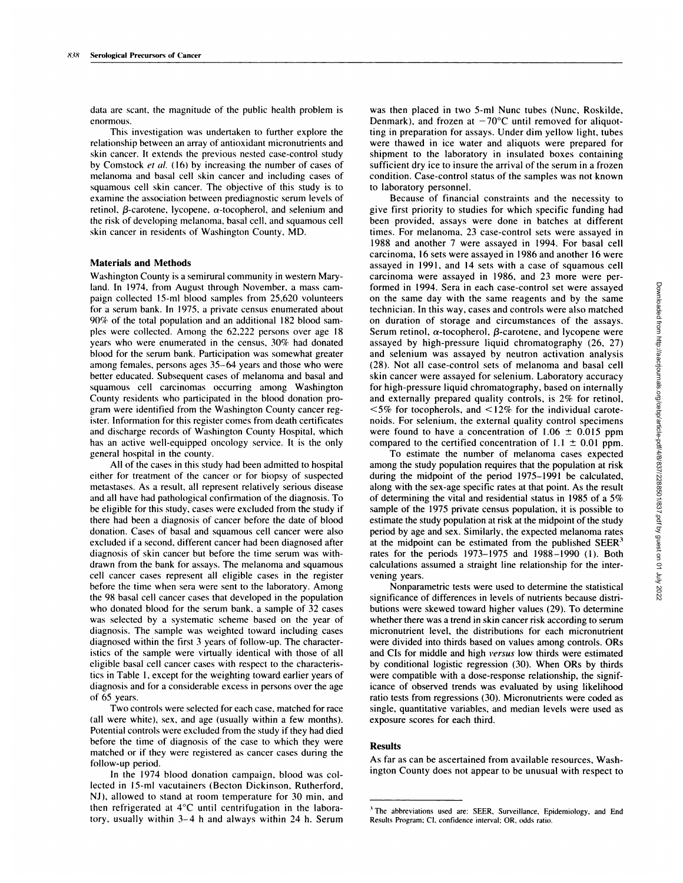data are scant, the magnitude of the public health problem is enormous.

This investigation was undertaken to further explore the relationship between an array of antioxidant micronutrients and skin cancer. It extends the previous nested case-control study by Comstock *et al.* (16) by increasing the number of cases of melanoma and basal cell skin cancer and including cases of squamous cell skin cancer. The objective of this study is to examine the association between prediagnostic serum levels of retinol, β-carotene, lycopene, α-tocopherol, and selenium and the risk of developing melanoma, basal cell, and squamous cell skin cancer in residents of Washington County, MD.

## Materials and Methods

Washington County is a semirural community in western Maryland. In 1974, from August through November, a mass campaign collected 15-ml blood samples from 25,620 volunteers for a serum bank. In 1975, a private census enumerated about 90% of the total population and an additional 182 blood samples were collected. Among the 62,222 persons over age 18 years who were enumerated in the census, 30% had donated blood for the serum bank. Participation was somewhat greater among females, persons ages 35–64 years and those who were better educated. Subsequent cases of melanoma and basal and squamous cell carcinomas occurring among Washington County residents who participated in the blood donation program were identified from the Washington County cancer register. Information for this register comes from death certificates and discharge records of Washington County Hospital, which has an active well-equipped oncology service. It is the only general hospital in the county.

All of the cases in this study had been admitted to hospital either for treatment of the cancer or for biopsy of suspected metastases. As a result, all represent relatively serious disease and all have had pathological confirmation of the diagnosis. To be eligible for this study, cases were excluded from the study if there had been a diagnosis of cancer before the date of blood donation. Cases of basal and squamous cell cancer were also excluded if a second, different cancer had been diagnosed after diagnosis of skin cancer but before the time serum was withdrawn from the bank for assays. The melanoma and squamous cell cancer cases represent all eligible cases in the register before the time when sera were sent to the laboratory. Among the 98 basal cell cancer cases that developed in the population who donated blood for the serum bank, a sample of 32 cases was selected by a systematic scheme based on the year of diagnosis. The sample was weighted toward including cases diagnosed within the first 3 years of follow-up. The characteristics of the sample were virtually identical with those of all eligible basal cell cancer cases with respect to the characteristics in Table 1, except for the weighting toward earlier years of diagnosis and for a considerable excess in persons over the age of 65 years.

Two controls were selected for each case, matched for race (all were white), sex, and age (usually within a few months). Potential controls were excluded from the study if they had died before the time of diagnosis of the case to which they were matched or if they were registered as cancer cases during the follow-up period.

In the 1974 blood donation campaign, blood was collected in 15-ml vacutainers (Becton Dickinson, Rutherford, NJ), allowed to stand at room temperature for 30 min, and then refrigerated at 4°C until centrifugation in the laboratory, usually within 3–4 h and always within 24 h. Serum was then placed in two 5-ml Nunc tubes (Nunc, Roskilde, Denmark), and frozen at −70°C until removed for aliquotting in preparation for assays. Under dim yellow light, tubes were thawed in ice water and aliquots were prepared for shipment to the laboratory in insulated boxes containing sufficient dry ice to insure the arrival of the serum in a frozen condition. Case-control status of the samples was not known to laboratory personnel.

Because of financial constraints and the necessity to give first priority to studies for which specific funding had been provided, assays were done in batches at different times. For melanoma, 23 case-control sets were assayed in 1988 and another 7 were assayed in 1994. For basal cell carcinoma, 16 sets were assayed in 1986 and another 16 were assayed in 1991, and 14 sets with a case of squamous cell carcinoma were assayed in 1986, and 23 more were performed in 1994. Sera in each case-control set were assayed on the same day with the same reagents and by the same technician. In this way, cases and controls were also matched on duration of storage and circumstances of the assays. Serum retinol, α-tocopherol, β-carotene, and lycopene were assayed by high-pressure liquid chromatography (26, 27) and selenium was assayed by neutron activation analysis (28). Not all case-control sets of melanoma and basal cell skin cancer were assayed for selenium. Laboratory accuracy for high-pressure liquid chromatography, based on internally and externally prepared quality controls, is 2% for retinol, <5% for tocopherols, and <12% for the individual carotenoids. For selenium, the external quality control specimens were found to have a concentration of 1.06 ± 0.015 ppm compared to the certified concentration of 1.1 ± 0.01 ppm.

To estimate the number of melanoma cases expected among the study population requires that the population at risk during the midpoint of the period 1975–1991 be calculated, along with the sex-age specific rates at that point. As the result of determining the vital and residential status in 1985 of a 5% sample of the 1975 private census population, it is possible to estimate the study population at risk at the midpoint of the study period by age and sex. Similarly, the expected melanoma rates at the midpoint can be estimated from the published SEER[3] rates for the periods 1973–1975 and 1988–1990 (1). Both calculations assumed a straight line relationship for the intervening years.

Nonparametric tests were used to determine the statistical significance of differences in levels of nutrients because distributions were skewed toward higher values (29). To determine whether there was a trend in skin cancer risk according to serum micronutrient level, the distributions for each micronutrient were divided into thirds based on values among controls. ORs and CIs for middle and high *versus* low thirds were estimated by conditional logistic regression (30). When ORs by thirds were compatible with a dose-response relationship, the significance of observed trends was evaluated by using likelihood ratio tests from regressions (30). Micronutrients were coded as single, quantitative variables, and median levels were used as exposure scores for each third.

## Results

As far as can be ascertained from available resources, Washington County does not appear to be unusual with respect to

[3] The abbreviations used are: SEER, Surveillance, Epidemiology, and End Results Program; CI, confidence interval; OR, odds ratio.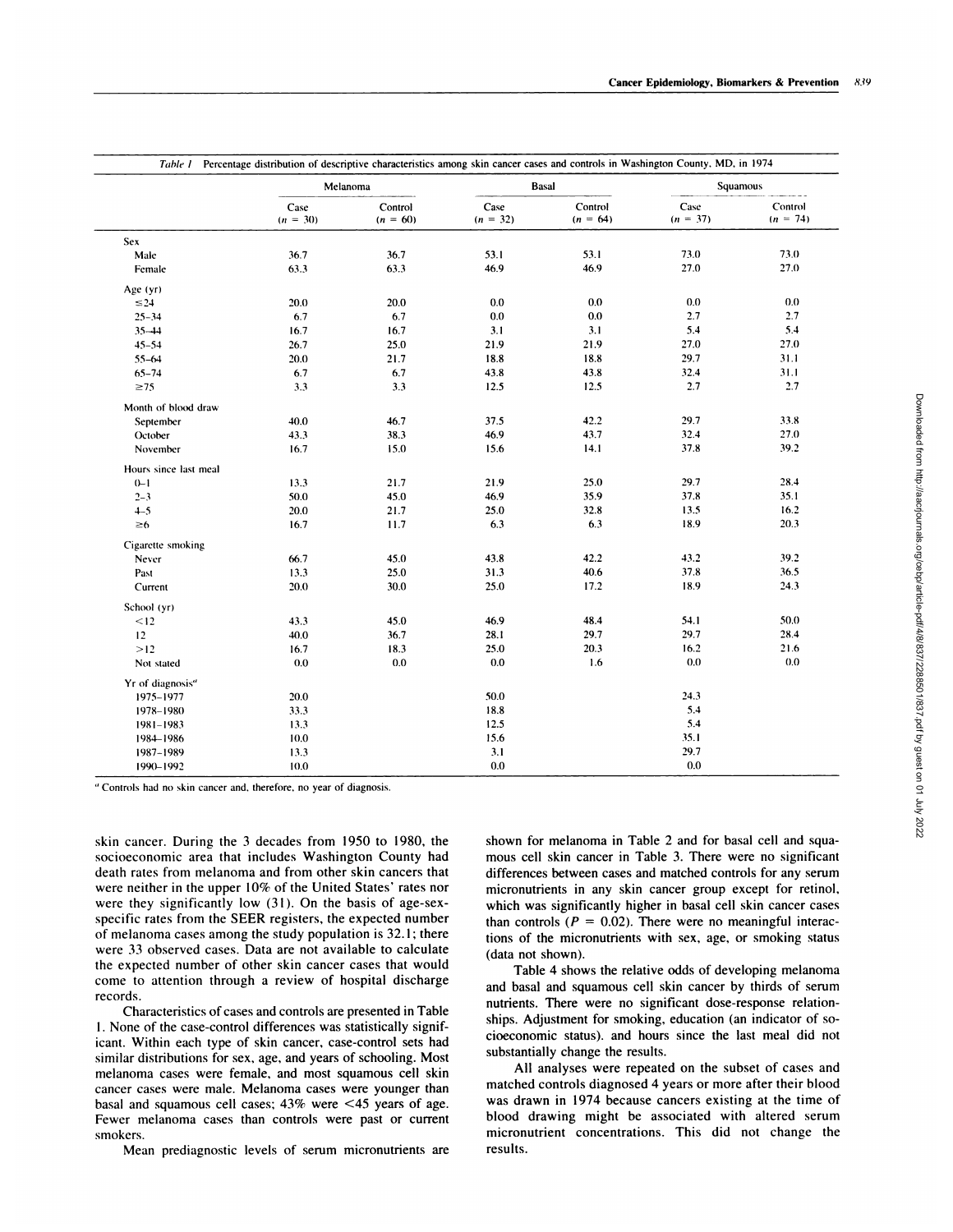*Table 1* Percentage distribution of descriptive characteristics among skin cancer cases and controls in Washington County, MD, in 1974

| | Melanoma | | Basal | | Squamous | |
|---|---|---|---|---|---|---|
| | Case (*n* = 30) | Control (*n* = 60) | Case (*n* = 32) | Control (*n* = 64) | Case (*n* = 37) | Control (*n* = 74) |
| Sex | | | | | | |
| Male | 36.7 | 36.7 | 53.1 | 53.1 | 73.0 | 73.0 |
| Female | 63.3 | 63.3 | 46.9 | 46.9 | 27.0 | 27.0 |
| Age (yr) | | | | | | |
| ≤24 | 20.0 | 20.0 | 0.0 | 0.0 | 0.0 | 0.0 |
| 25–34 | 6.7 | 6.7 | 0.0 | 0.0 | 2.7 | 2.7 |
| 35–44 | 16.7 | 16.7 | 3.1 | 3.1 | 5.4 | 5.4 |
| 45–54 | 26.7 | 25.0 | 21.9 | 21.9 | 27.0 | 27.0 |
| 55–64 | 20.0 | 21.7 | 18.8 | 18.8 | 29.7 | 31.1 |
| 65–74 | 6.7 | 6.7 | 43.8 | 43.8 | 32.4 | 31.1 |
| ≥75 | 3.3 | 3.3 | 12.5 | 12.5 | 2.7 | 2.7 |
| Month of blood draw | | | | | | |
| September | 40.0 | 46.7 | 37.5 | 42.2 | 29.7 | 33.8 |
| October | 43.3 | 38.3 | 46.9 | 43.7 | 32.4 | 27.0 |
| November | 16.7 | 15.0 | 15.6 | 14.1 | 37.8 | 39.2 |
| Hours since last meal | | | | | | |
| 0–1 | 13.3 | 21.7 | 21.9 | 25.0 | 29.7 | 28.4 |
| 2–3 | 50.0 | 45.0 | 46.9 | 35.9 | 37.8 | 35.1 |
| 4–5 | 20.0 | 21.7 | 25.0 | 32.8 | 13.5 | 16.2 |
| ≥6 | 16.7 | 11.7 | 6.3 | 6.3 | 18.9 | 20.3 |
| Cigarette smoking | | | | | | |
| Never | 66.7 | 45.0 | 43.8 | 42.2 | 43.2 | 39.2 |
| Past | 13.3 | 25.0 | 31.3 | 40.6 | 37.8 | 36.5 |
| Current | 20.0 | 30.0 | 25.0 | 17.2 | 18.9 | 24.3 |
| School (yr) | | | | | | |
| <12 | 43.3 | 45.0 | 46.9 | 48.4 | 54.1 | 50.0 |
| 12 | 40.0 | 36.7 | 28.1 | 29.7 | 29.7 | 28.4 |
| >12 | 16.7 | 18.3 | 25.0 | 20.3 | 16.2 | 21.6 |
| Not stated | 0.0 | 0.0 | 0.0 | 1.6 | 0.0 | 0.0 |
| Yr of diagnosis[a] | | | | | | |
| 1975–1977 | 20.0 | | 50.0 | | 24.3 | |
| 1978–1980 | 33.3 | | 18.8 | | 5.4 | |
| 1981–1983 | 13.3 | | 12.5 | | 5.4 | |
| 1984–1986 | 10.0 | | 15.6 | | 35.1 | |
| 1987–1989 | 13.3 | | 3.1 | | 29.7 | |
| 1990–1992 | 10.0 | | 0.0 | | 0.0 | |

[a] Controls had no skin cancer and, therefore, no year of diagnosis.

skin cancer. During the 3 decades from 1950 to 1980, the socioeconomic area that includes Washington County had death rates from melanoma and from other skin cancers that were neither in the upper 10% of the United States' rates nor were they significantly low (31). On the basis of age-sex-specific rates from the SEER registers, the expected number of melanoma cases among the study population is 32.1; there were 33 observed cases. Data are not available to calculate the expected number of other skin cancer cases that would come to attention through a review of hospital discharge records.

Characteristics of cases and controls are presented in Table 1. None of the case-control differences was statistically significant. Within each type of skin cancer, case-control sets had similar distributions for sex, age, and years of schooling. Most melanoma cases were female, and most squamous cell skin cancer cases were male. Melanoma cases were younger than basal and squamous cell cases; 43% were <45 years of age. Fewer melanoma cases than controls were past or current smokers.

Mean prediagnostic levels of serum micronutrients are shown for melanoma in Table 2 and for basal cell and squamous cell skin cancer in Table 3. There were no significant differences between cases and matched controls for any serum micronutrients in any skin cancer group except for retinol, which was significantly higher in basal cell skin cancer cases than controls ($P = 0.02$). There were no meaningful interactions of the micronutrients with sex, age, or smoking status (data not shown).

Table 4 shows the relative odds of developing melanoma and basal and squamous cell skin cancer by thirds of serum nutrients. There were no significant dose-response relationships. Adjustment for smoking, education (an indicator of socioeconomic status), and hours since the last meal did not substantially change the results.

All analyses were repeated on the subset of cases and matched controls diagnosed 4 years or more after their blood was drawn in 1974 because cancers existing at the time of blood drawing might be associated with altered serum micronutrient concentrations. This did not change the results.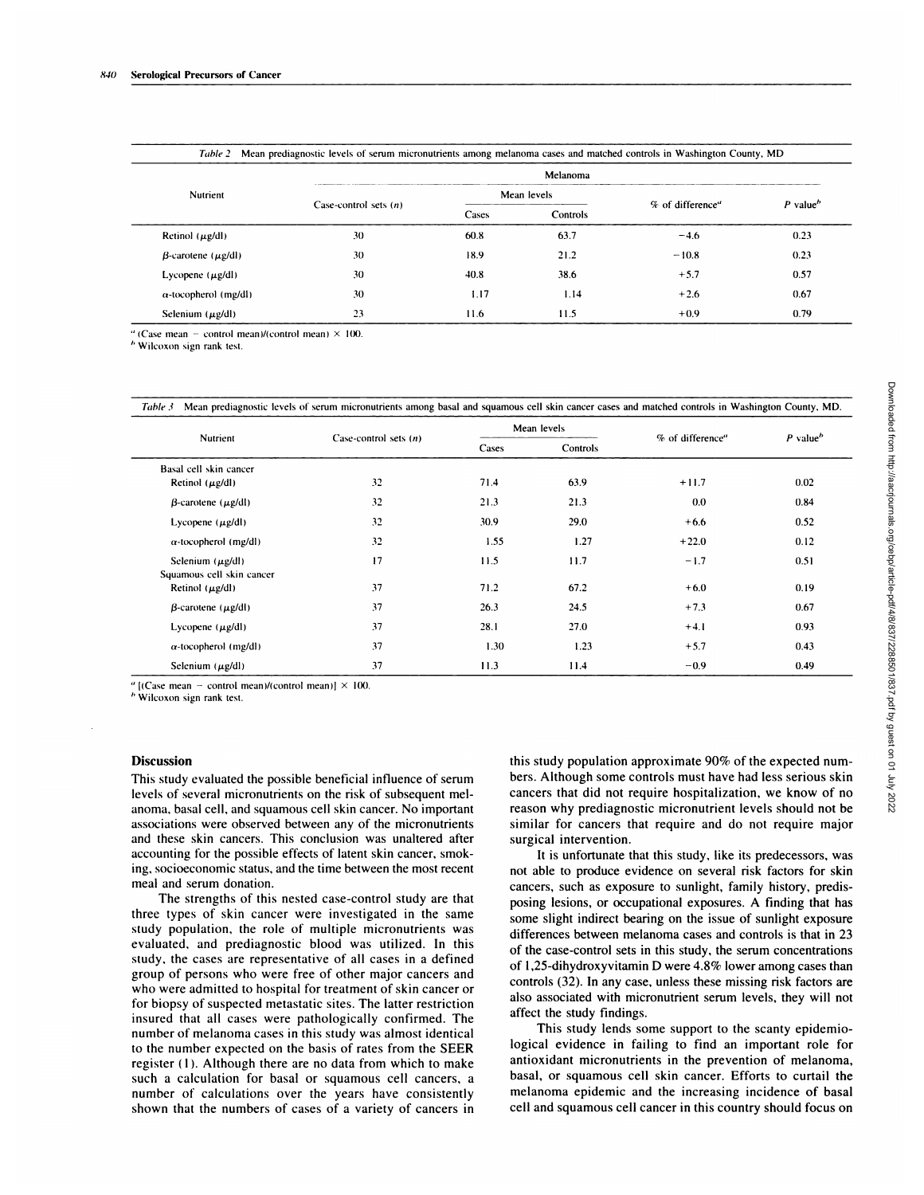*Table 2* Mean prediagnostic levels of serum micronutrients among melanoma cases and matched controls in Washington County, MD

| Nutrient | Melanoma | | | | |
|---|---|---|---|---|---|
| | Case-control sets ($n$) | Mean levels | | % of difference[a] | $P$ value[b] |
| | | Cases | Controls | | |
| Retinol (μg/dl) | 30 | 60.8 | 63.7 | −4.6 | 0.23 |
| β-carotene (μg/dl) | 30 | 18.9 | 21.2 | −10.8 | 0.23 |
| Lycopene (μg/dl) | 30 | 40.8 | 38.6 | +5.7 | 0.57 |
| α-tocopherol (mg/dl) | 30 | 1.17 | 1.14 | +2.6 | 0.67 |
| Selenium (μg/dl) | 23 | 11.6 | 11.5 | +0.9 | 0.79 |

[a] (Case mean − control mean)/(control mean) × 100.
[b] Wilcoxon sign rank test.

*Table 3* Mean prediagnostic levels of serum micronutrients among basal and squamous cell skin cancer cases and matched controls in Washington County, MD.

| Nutrient | Case-control sets ($n$) | Mean levels | | % of difference[a] | $P$ value[b] |
|---|---|---|---|---|---|
| | | Cases | Controls | | |
| Basal cell skin cancer | | | | | |
| Retinol (μg/dl) | 32 | 71.4 | 63.9 | +11.7 | 0.02 |
| β-carotene (μg/dl) | 32 | 21.3 | 21.3 | 0.0 | 0.84 |
| Lycopene (μg/dl) | 32 | 30.9 | 29.0 | +6.6 | 0.52 |
| α-tocopherol (mg/dl) | 32 | 1.55 | 1.27 | +22.0 | 0.12 |
| Selenium (μg/dl) | 17 | 11.5 | 11.7 | −1.7 | 0.51 |
| Squamous cell skin cancer | | | | | |
| Retinol (μg/dl) | 37 | 71.2 | 67.2 | +6.0 | 0.19 |
| β-carotene (μg/dl) | 37 | 26.3 | 24.5 | +7.3 | 0.67 |
| Lycopene (μg/dl) | 37 | 28.1 | 27.0 | +4.1 | 0.93 |
| α-tocopherol (mg/dl) | 37 | 1.30 | 1.23 | +5.7 | 0.43 |
| Selenium (μg/dl) | 37 | 11.3 | 11.4 | −0.9 | 0.49 |

[a] [(Case mean − control mean)/(control mean)] × 100.
[b] Wilcoxon sign rank test.

## Discussion

This study evaluated the possible beneficial influence of serum levels of several micronutrients on the risk of subsequent melanoma, basal cell, and squamous cell skin cancer. No important associations were observed between any of the micronutrients and these skin cancers. This conclusion was unaltered after accounting for the possible effects of latent skin cancer, smoking, socioeconomic status, and the time between the most recent meal and serum donation.

The strengths of this nested case-control study are that three types of skin cancer were investigated in the same study population, the role of multiple micronutrients was evaluated, and prediagnostic blood was utilized. In this study, the cases are representative of all cases in a defined group of persons who were free of other major cancers and who were admitted to hospital for treatment of skin cancer or for biopsy of suspected metastatic sites. The latter restriction insured that all cases were pathologically confirmed. The number of melanoma cases in this study was almost identical to the number expected on the basis of rates from the SEER register (1). Although there are no data from which to make such a calculation for basal or squamous cell cancers, a number of calculations over the years have consistently shown that the numbers of cases of a variety of cancers in this study population approximate 90% of the expected numbers. Although some controls must have had less serious skin cancers that did not require hospitalization, we know of no reason why prediagnostic micronutrient levels should not be similar for cancers that require and do not require major surgical intervention.

It is unfortunate that this study, like its predecessors, was not able to produce evidence on several risk factors for skin cancers, such as exposure to sunlight, family history, predisposing lesions, or occupational exposures. A finding that has some slight indirect bearing on the issue of sunlight exposure differences between melanoma cases and controls is that in 23 of the case-control sets in this study, the serum concentrations of 1,25-dihydroxyvitamin D were 4.8% lower among cases than controls (32). In any case, unless these missing risk factors are also associated with micronutrient serum levels, they will not affect the study findings.

This study lends some support to the scanty epidemiological evidence in failing to find an important role for antioxidant micronutrients in the prevention of melanoma, basal, or squamous cell skin cancer. Efforts to curtail the melanoma epidemic and the increasing incidence of basal cell and squamous cell cancer in this country should focus on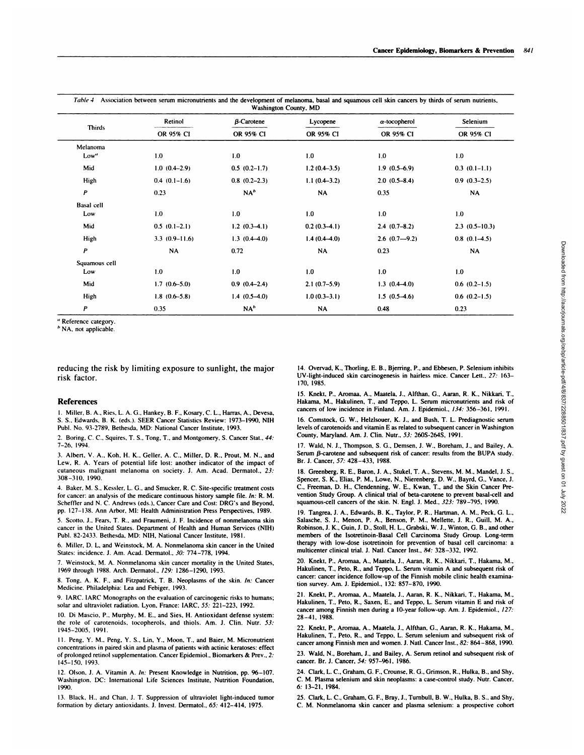*Table 4* Association between serum micronutrients and the development of melanoma, basal and squamous cell skin cancers by thirds of serum nutrients, Washington County, MD

| Thirds | Retinol | β-Carotene | Lycopene | α-tocopherol | Selenium |
|---|---|---|---|---|---|
| | OR 95% CI | OR 95% CI | OR 95% CI | OR 95% CI | OR 95% CI |
| Melanoma | | | | | |
| Low[a] | 1.0 | 1.0 | 1.0 | 1.0 | 1.0 |
| Mid | 1.0 (0.4–2.9) | 0.5 (0.2–1.7) | 1.2 (0.4–3.5) | 1.9 (0.5–6.9) | 0.3 (0.1–1.1) |
| High | 0.4 (0.1–1.6) | 0.8 (0.2–2.3) | 1.1 (0.4–3.2) | 2.0 (0.5–8.4) | 0.9 (0.3–2.5) |
| $P$ | 0.23 | NA[b] | NA | 0.35 | NA |
| Basal cell | | | | | |
| Low | 1.0 | 1.0 | 1.0 | 1.0 | 1.0 |
| Mid | 0.5 (0.1–2.1) | 1.2 (0.3–4.1) | 0.2 (0.3–4.1) | 2.4 (0.7–8.2) | 2.3 (0.5–10.3) |
| High | 3.3 (0.9–11.6) | 1.3 (0.4–4.0) | 1.4 (0.4–4.0) | 2.6 (0.7—9.2) | 0.8 (0.1–4.5) |
| $P$ | NA | 0.72 | NA | 0.23 | NA |
| Squamous cell | | | | | |
| Low | 1.0 | 1.0 | 1.0 | 1.0 | 1.0 |
| Mid | 1.7 (0.6–5.0) | 0.9 (0.4–2.4) | 2.1 (0.7–5.9) | 1.3 (0.4–4.0) | 0.6 (0.2–1.5) |
| High | 1.8 (0.6–5.8) | 1.4 (0.5–4.0) | 1.0 (0.3–3.1) | 1.5 (0.5–4.6) | 0.6 (0.2–1.5) |
| $P$ | 0.35 | NA[b] | NA | 0.48 | 0.23 |

[a] Reference category.
[b] NA, not applicable.

reducing the risk by limiting exposure to sunlight, the major risk factor.

## References

1. Miller, B. A., Ries, L. A. G., Hankey, B. F., Kosary, C. L., Harras, A., Devesa, S. S., Edwards, B. K. (eds.). SEER Cancer Statistics Review: 1973–1990, NIH Publ. No. 93-2789, Bethesda, MD: National Cancer Institute, 1993.

2. Boring, C. C., Squires, T. S., Tong, T., and Montgomery, S. Cancer Stat., *44:* 7–26, 1994.

3. Albert, V. A., Koh, H. K., Geller, A. C., Miller, D. R., Prout, M. N., and Lew, R. A. Years of potential life lost: another indicator of the impact of cutaneous malignant melanoma on society. J. Am. Acad. Dermatol., *23:* 308–310, 1990.

4. Baker, M. S., Kessler, L. G., and Smucker, R. C. Site-specific treatment costs for cancer: an analysis of the medicare continuous history sample file. *In:* R. M. Scheffler and N. C. Andrews (eds.), Cancer Care and Cost: DRG's and Beyond, pp. 127–138. Ann Arbor, MI: Health Administration Press Perspectives, 1989.

5. Scotto, J., Fears, T. R., and Fraumeni, J. F. Incidence of nonmelanoma skin cancer in the United States. Department of Health and Human Services (NIH) Publ. 82-2433. Bethesda, MD: NIH, National Cancer Institute, 1981.

6. Miller, D. L. and Weinstock, M. A. Nonmelanoma skin cancer in the United States: incidence. J. Am. Acad. Dermatol., *30:* 774–778, 1994.

7. Weinstock, M. A. Nonmelanoma skin cancer mortality in the United States, 1969 through 1988. Arch. Dermatol., *129:* 1286–1290, 1993.

8. Tong, A. K. F., and Fitzpatrick, T. B. Neoplasms of the skin. *In:* Cancer Medicine. Philadelphia: Lea and Febiger, 1993.

9. IARC. IARC Monographs on the evaluation of carcinogenic risks to humans; solar and ultraviolet radiation. Lyon, France: IARC, *55:* 221–223, 1992.

10. Di Mascio, P., Murphy, M. E., and Sies, H. Antioxidant defense system: the role of carotenoids, tocopherols, and thiols. Am. J. Clin. Nutr. *53:* 1945–2005, 1991.

11. Peng, Y. M., Peng, Y. S., Lin, Y., Moon, T., and Baier, M. Micronutrient concentrations in paired skin and plasma of patients with actinic keratoses: effect of prolonged retinol supplementation. Cancer Epidemiol., Biomarkers & Prev., *2:* 145–150, 1993.

12. Olson, J. A. Vitamin A. *In:* Present Knowledge in Nutrition, pp. 96–107. Washington, DC: International Life Sciences Institute, Nutrition Foundation, 1990.

13. Black, H., and Chan, J. T. Suppression of ultraviolet light-induced tumor formation by dietary antioxidants. J. Invest. Dermatol., *65:* 412–414, 1975.

14. Overvad, K., Thorling, E. B., Bjerring, P., and Ebbesen, P. Selenium inhibits UV-light-induced skin carcinogenesis in hairless mice. Cancer Lett., *27:* 163–170, 1985.

15. Knekt, P., Aromaa, A., Maatela, J., Alfthan, G., Aaran, R. K., Nikkari, T., Hakama, M., Hakulinen, T., and Teppo, L. Serum micronutrients and risk of cancers of low incidence in Finland. Am. J. Epidemiol., *134:* 356–361, 1991.

16. Comstock, G. W., Helzlsouer, K. J., and Bush, T. L. Prediagnostic serum levels of carotenoids and vitamin E as related to subsequent cancer in Washington County, Maryland. Am. J. Clin. Nutr., *53:* 260S-264S, 1991.

17. Wald, N. J., Thompson, S. G., Demsen, J. W., Boreham, J., and Bailey, A. Serum β-carotene and subsequent risk of cancer: results from the BUPA study. Br. J. Cancer, *57:* 428–433, 1988.

18. Greenberg, R. E., Baron, J. A., Stukel, T. A., Stevens, M. M., Mandel, J. S., Spencer, S. K., Elias, P. M., Lowe, N., Nierenberg, D. W., Bayrd, G., Vance, J. C., Freeman, D. H., Clendenning, W. E., Kwan, T., and the Skin Cancer Prevention Study Group. A clinical trial of beta-carotene to prevent basal-cell and squamous-cell cancers of the skin. N. Engl. J. Med., *323:* 789–795, 1990.

19. Tangrea, J. A., Edwards, B. K., Taylor, P. R., Hartman, A. M., Peck, G. L., Salasche, S. J., Menon, P. A., Benson, P. M., Mellette, J. R., Guill, M. A., Robinson, J. K., Guin, J. D., Stoll, H. L., Grabski, W. J., Winton, G. B., and other members of the Isotretinoin-Basal Cell Carcinoma Study Group. Long-term therapy with low-dose isotretinoin for prevention of basal cell carcinoma: a multicenter clinical trial. J. Natl. Cancer Inst., *84:* 328–332, 1992.

20. Knekt, P., Aromaa, A., Maatela, J., Aaran, R. K., Nikkari, T., Hakama, M., Hakulinen, T., Peto, R., and Teppo, L. Serum vitamin A and subsequent risk of cancer: cancer incidence follow-up of the Finnish mobile clinic health examination survey. Am. J. Epidemiol., 132: 857–870, 1990.

21. Knekt, P., Aromaa, A., Maatela, J., Aaran, R. K., Nikkari, T., Hakama, M., Hakulinen, T., Peto, R., Saxen, E., and Teppo, L. Serum vitamin E and risk of cancer among Finnish men during a 10-year follow-up. Am. J. Epidemiol., *127:* 28–41, 1988.

22. Knekt, P., Aromaa, A., Maatela, J., Alfthan, G., Aaran, R. K., Hakama, M., Hakulinen, T., Peto, R., and Teppo, L. Serum selenium and subsequent risk of cancer among Finnish men and women. J. Natl. Cancer Inst., *82:* 864–868, 1990.

23. Wald, N., Boreham, J., and Bailey, A. Serum retinol and subsequent risk of cancer. Br. J. Cancer, *54:* 957–961, 1986.

24. Clark, L. C., Graham, G. F., Crounse, R. G., Grimson, R., Hulka, B., and Shy, C. M. Plasma selenium and skin neoplasms: a case-control study. Nutr. Cancer, *6:* 13–21, 1984.

25. Clark, L. C., Graham, G. F., Bray, J., Turnbull, B. W., Hulka, B. S., and Shy, C. M. Nonmelanoma skin cancer and plasma selenium: a prospective cohort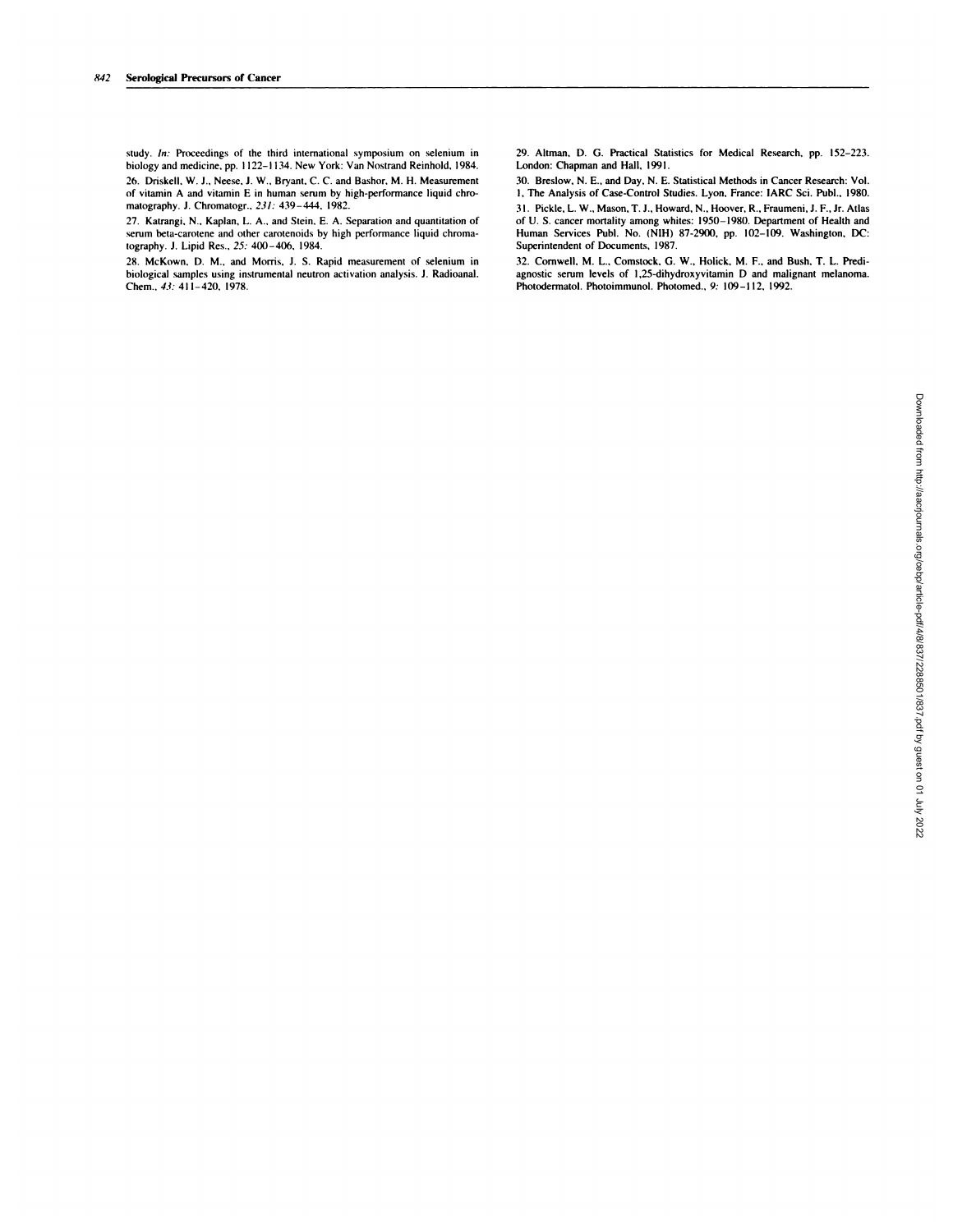study. *In:* Proceedings of the third international symposium on selenium in biology and medicine, pp. 1122–1134. New York: Van Nostrand Reinhold, 1984.

26. Driskell, W. J., Neese, J. W., Bryant, C. C. and Bashor, M. H. Measurement of vitamin A and vitamin E in human serum by high-performance liquid chromatography. J. Chromatogr., *231:* 439–444, 1982.

27. Katrangi, N., Kaplan, L. A., and Stein, E. A. Separation and quantitation of serum beta-carotene and other carotenoids by high performance liquid chromatography. J. Lipid Res., *25:* 400–406, 1984.

28. McKown, D. M., and Morris, J. S. Rapid measurement of selenium in biological samples using instrumental neutron activation analysis. J. Radioanal. Chem., *43:* 411–420, 1978.

29. Altman, D. G. Practical Statistics for Medical Research, pp. 152–223. London: Chapman and Hall, 1991.

30. Breslow, N. E., and Day, N. E. Statistical Methods in Cancer Research: Vol. 1, The Analysis of Case-Control Studies. Lyon, France: IARC Sci. Publ., 1980.

31. Pickle, L. W., Mason, T. J., Howard, N., Hoover, R., Fraumeni, J. F., Jr. Atlas of U. S. cancer mortality among whites: 1950–1980. Department of Health and Human Services Publ. No. (NIH) 87-2900, pp. 102–109. Washington, DC: Superintendent of Documents, 1987.

32. Cornwell, M. L., Comstock, G. W., Holick, M. F., and Bush, T. L. Prediagnostic serum levels of 1,25-dihydroxyvitamin D and malignant melanoma. Photodermatol. Photoimmunol. Photomed., *9:* 109–112, 1992.